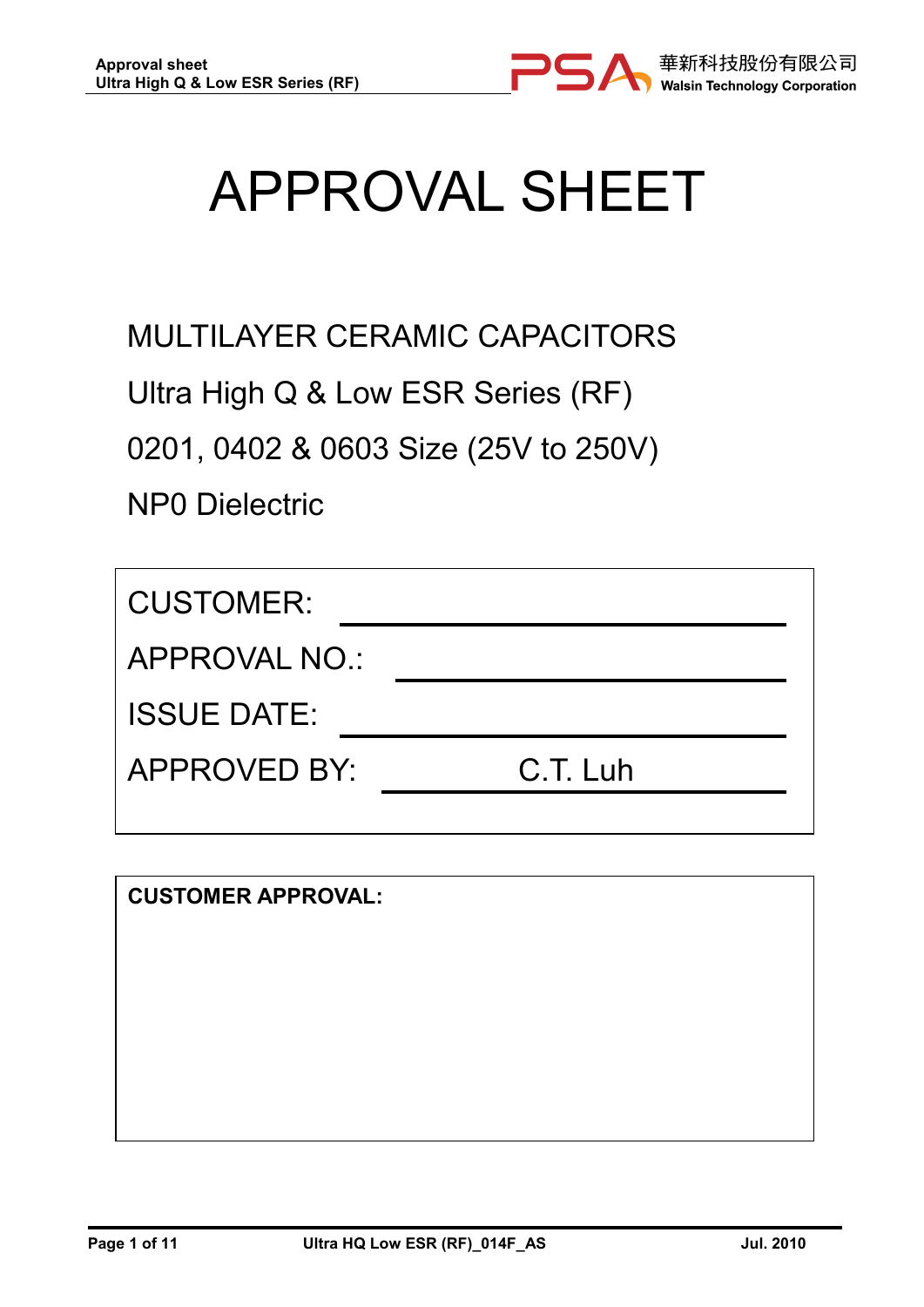# APPROVAL SHEET

MULTILAYER CERAMIC CAPACITORS

Ultra High Q & Low ESR Series (RF)

0201, 0402 & 0603 Size (25V to 250V)

NP0 Dielectric

CUSTOMER: ____________________

APPROVAL NO.: ____________________

ISSUE DATE: ____________________

APPROVED BY: C.T. Luh

**CUSTOMER APPROVAL:**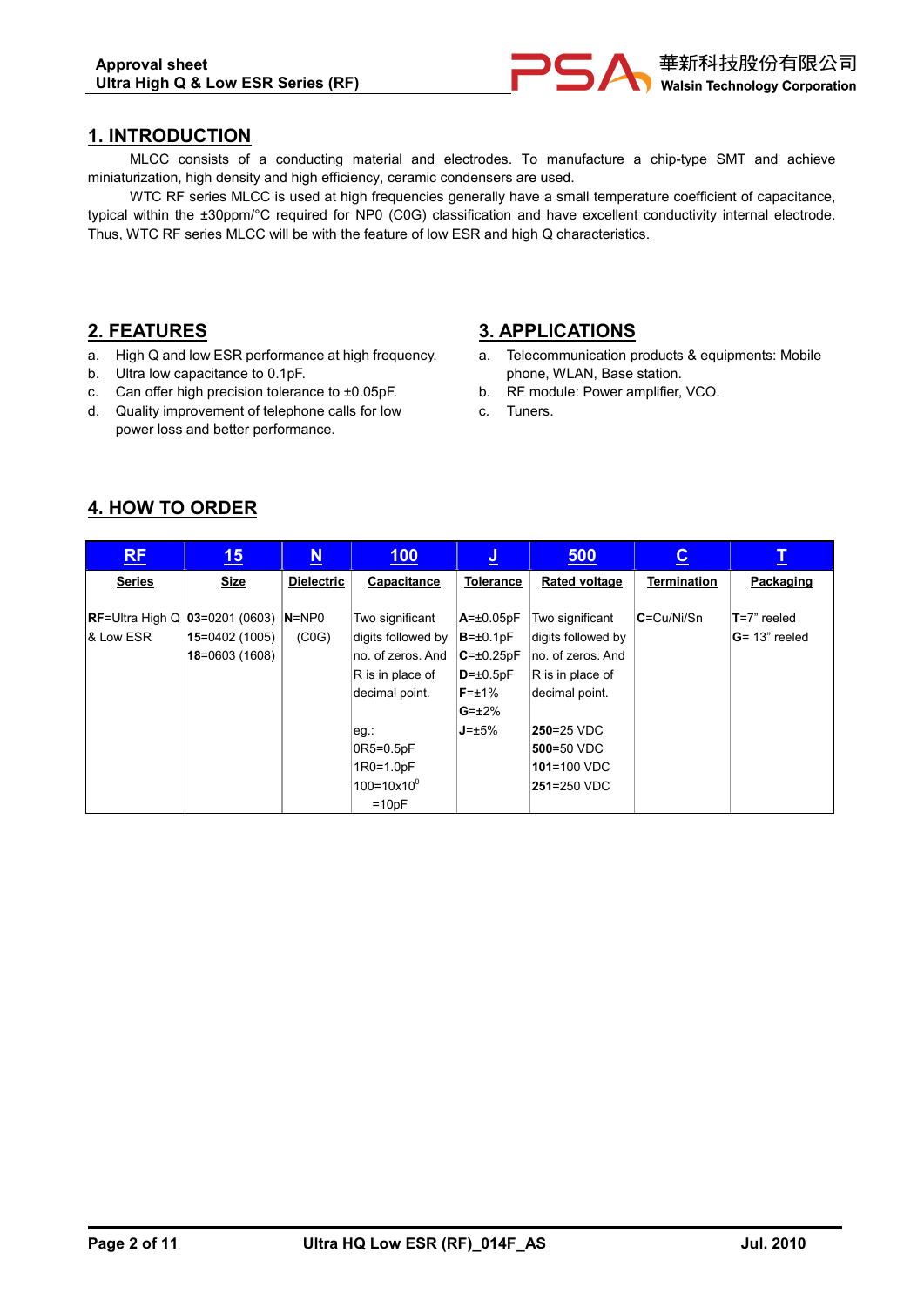## 1. INTRODUCTION

MLCC consists of a conducting material and electrodes. To manufacture a chip-type SMT and achieve miniaturization, high density and high efficiency, ceramic condensers are used.

WTC RF series MLCC is used at high frequencies generally have a small temperature coefficient of capacitance, typical within the ±30ppm/°C required for NP0 (C0G) classification and have excellent conductivity internal electrode. Thus, WTC RF series MLCC will be with the feature of low ESR and high Q characteristics.

## 2. FEATURES

a. High Q and low ESR performance at high frequency.
b. Ultra low capacitance to 0.1pF.
c. Can offer high precision tolerance to ±0.05pF.
d. Quality improvement of telephone calls for low power loss and better performance.

## 3. APPLICATIONS

a. Telecommunication products & equipments: Mobile phone, WLAN, Base station.
b. RF module: Power amplifier, VCO.
c. Tuners.

## 4. HOW TO ORDER

| RF | 15 | N | 100 | J | 500 | C | T |
|---|---|---|---|---|---|---|---|
| **Series** | **Size** | **Dielectric** | **Capacitance** | **Tolerance** | **Rated voltage** | **Termination** | **Packaging** |
| **RF**=Ultra High Q & Low ESR | **03**=0201 (0603)<br>**15**=0402 (1005)<br>**18**=0603 (1608) | **N**=NP0 (C0G) | Two significant digits followed by no. of zeros. And R is in place of decimal point.<br><br>eg.:<br>0R5=0.5pF<br>1R0=1.0pF<br>100=$10 \times 10^0$ =10pF | **A**=±0.05pF<br>**B**=±0.1pF<br>**C**=±0.25pF<br>**D**=±0.5pF<br>**F**=±1%<br>**G**=±2%<br>**J**=±5% | Two significant digits followed by no. of zeros. And R is in place of decimal point.<br><br>**250**=25 VDC<br>**500**=50 VDC<br>**101**=100 VDC<br>**251**=250 VDC | **C**=Cu/Ni/Sn | **T**=7" reeled<br>**G**= 13" reeled |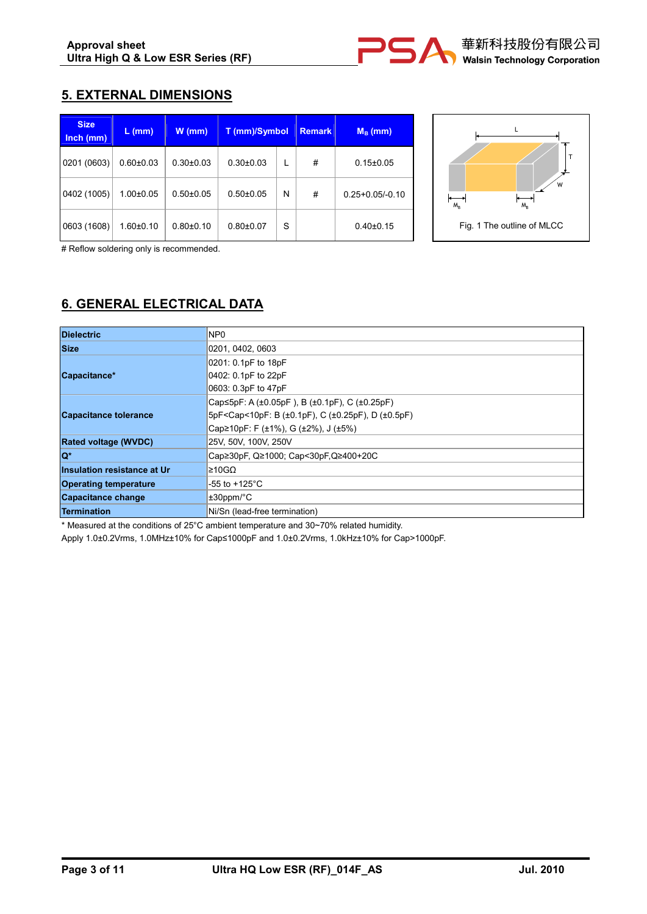## 5. EXTERNAL DIMENSIONS

| Size Inch (mm) | L (mm) | W (mm) | T (mm)/Symbol | | Remark | $M_B$ (mm) |
|---|---|---|---|---|---|---|
| 0201 (0603) | 0.60±0.03 | 0.30±0.03 | 0.30±0.03 | L | # | 0.15±0.05 |
| 0402 (1005) | 1.00±0.05 | 0.50±0.05 | 0.50±0.05 | N | # | 0.25+0.05/-0.10 |
| 0603 (1608) | 1.60±0.10 | 0.80±0.10 | 0.80±0.07 | S | | 0.40±0.15 |

# Reflow soldering only is recommended.

Fig. 1 The outline of MLCC

## 6. GENERAL ELECTRICAL DATA

| | |
|---|---|
| **Dielectric** | NP0 |
| **Size** | 0201, 0402, 0603 |
| **Capacitance*** | 0201: 0.1pF to 18pF<br>0402: 0.1pF to 22pF<br>0603: 0.3pF to 47pF |
| **Capacitance tolerance** | Cap≤5pF: A (±0.05pF ), B (±0.1pF), C (±0.25pF)<br>5pF<Cap<10pF: B (±0.1pF), C (±0.25pF), D (±0.5pF)<br>Cap≥10pF: F (±1%), G (±2%), J (±5%) |
| **Rated voltage (WVDC)** | 25V, 50V, 100V, 250V |
| **Q*** | Cap≥30pF, Q≥1000; Cap<30pF,Q≥400+20C |
| **Insulation resistance at Ur** | ≥10GΩ |
| **Operating temperature** | -55 to +125°C |
| **Capacitance change** | ±30ppm/°C |
| **Termination** | Ni/Sn (lead-free termination) |

* Measured at the conditions of 25°C ambient temperature and 30~70% related humidity.
Apply 1.0±0.2Vrms, 1.0MHz±10% for Cap≤1000pF and 1.0±0.2Vrms, 1.0kHz±10% for Cap>1000pF.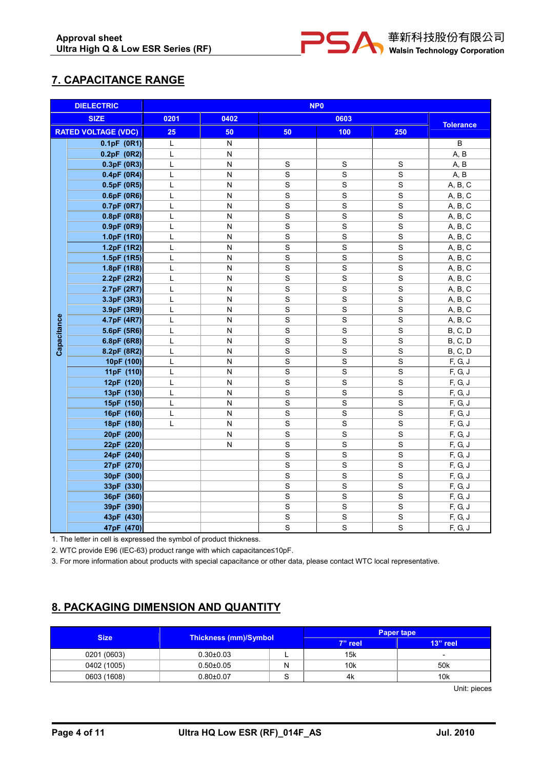## 7. CAPACITANCE RANGE

| DIELECTRIC | NP0 | | | | | |
|---|---|---|---|---|---|---|
| SIZE | 0201 | 0402 | 0603 | | | Tolerance |
| RATED VOLTAGE (VDC) | 25 | 50 | 50 | 100 | 250 | |
| 0.1pF (0R1) | L | N | | | | B |
| 0.2pF (0R2) | L | N | | | | A, B |
| 0.3pF (0R3) | L | N | S | S | S | A, B |
| 0.4pF (0R4) | L | N | S | S | S | A, B |
| 0.5pF (0R5) | L | N | S | S | S | A, B, C |
| 0.6pF (0R6) | L | N | S | S | S | A, B, C |
| 0.7pF (0R7) | L | N | S | S | S | A, B, C |
| 0.8pF (0R8) | L | N | S | S | S | A, B, C |
| 0.9pF (0R9) | L | N | S | S | S | A, B, C |
| 1.0pF (1R0) | L | N | S | S | S | A, B, C |
| 1.2pF (1R2) | L | N | S | S | S | A, B, C |
| 1.5pF (1R5) | L | N | S | S | S | A, B, C |
| 1.8pF (1R8) | L | N | S | S | S | A, B, C |
| 2.2pF (2R2) | L | N | S | S | S | A, B, C |
| 2.7pF (2R7) | L | N | S | S | S | A, B, C |
| 3.3pF (3R3) | L | N | S | S | S | A, B, C |
| 3.9pF (3R9) | L | N | S | S | S | A, B, C |
| 4.7pF (4R7) | L | N | S | S | S | A, B, C |
| 5.6pF (5R6) | L | N | S | S | S | B, C, D |
| 6.8pF (6R8) | L | N | S | S | S | B, C, D |
| 8.2pF (8R2) | L | N | S | S | S | B, C, D |
| 10pF (100) | L | N | S | S | S | F, G, J |
| 11pF (110) | L | N | S | S | S | F, G, J |
| 12pF (120) | L | N | S | S | S | F, G, J |
| 13pF (130) | L | N | S | S | S | F, G, J |
| 15pF (150) | L | N | S | S | S | F, G, J |
| 16pF (160) | L | N | S | S | S | F, G, J |
| 18pF (180) | L | N | S | S | S | F, G, J |
| 20pF (200) | | N | S | S | S | F, G, J |
| 22pF (220) | | N | S | S | S | F, G, J |
| 24pF (240) | | | S | S | S | F, G, J |
| 27pF (270) | | | S | S | S | F, G, J |
| 30pF (300) | | | S | S | S | F, G, J |
| 33pF (330) | | | S | S | S | F, G, J |
| 36pF (360) | | | S | S | S | F, G, J |
| 39pF (390) | | | S | S | S | F, G, J |
| 43pF (430) | | | S | S | S | F, G, J |
| 47pF (470) | | | S | S | S | F, G, J |

1. The letter in cell is expressed the symbol of product thickness.
2. WTC provide E96 (IEC-63) product range with which capacitance≤10pF.
3. For more information about products with special capacitance or other data, please contact WTC local representative.

## 8. PACKAGING DIMENSION AND QUANTITY

| Size | Thickness (mm)/Symbol | | Paper tape | |
|---|---|---|---|---|
| | | | 7" reel | 13" reel |
| 0201 (0603) | 0.30±0.03 | L | 15k | - |
| 0402 (1005) | 0.50±0.05 | N | 10k | 50k |
| 0603 (1608) | 0.80±0.07 | S | 4k | 10k |

Unit: pieces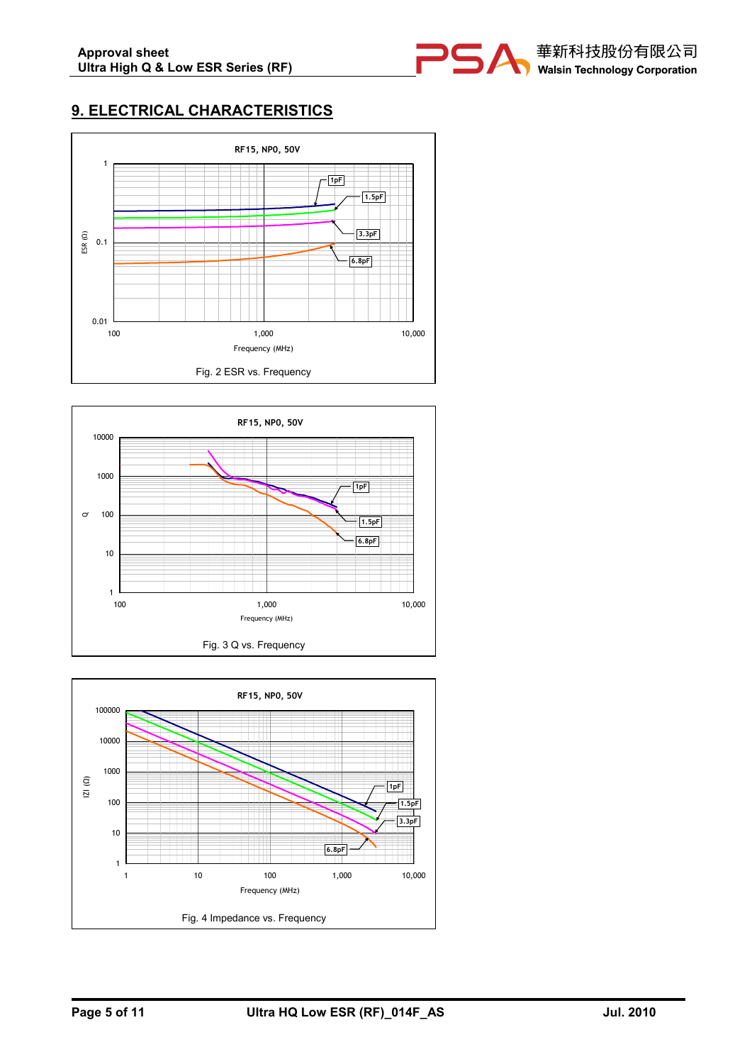## 9. ELECTRICAL CHARACTERISTICS

RF15, NPO, 50V

Fig. 2 ESR vs. Frequency

RF15, NPO, 50V

Fig. 3 Q vs. Frequency

RF15, NPO, 50V

Fig. 4 Impedance vs. Frequency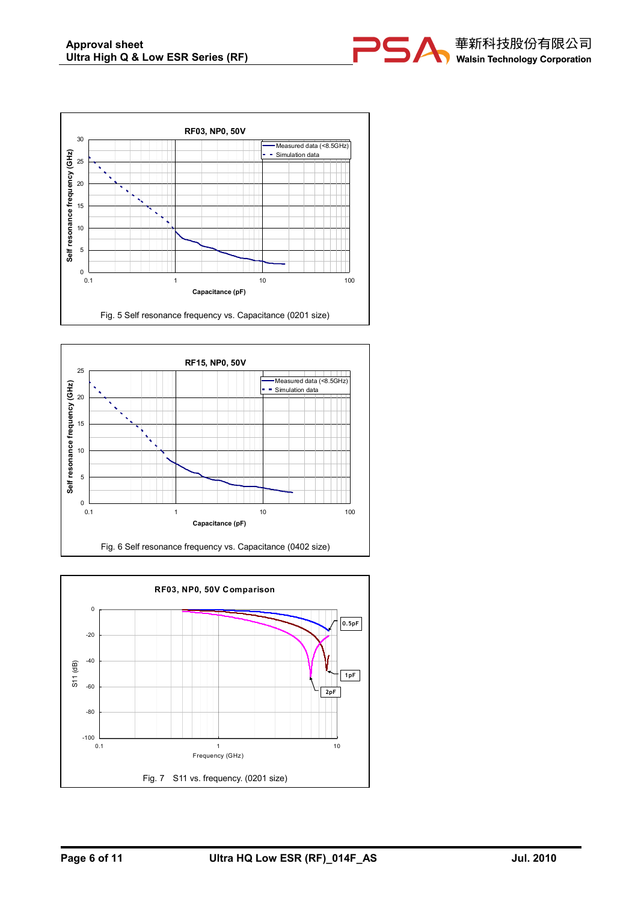**RF03, NP0, 50V**

Self resonance frequency (GHz) vs. Capacitance (pF)

Legend: Measured data (<8.5GHz); Simulation data

Fig. 5 Self resonance frequency vs. Capacitance (0201 size)

**RF15, NP0, 50V**

Self resonance frequency (GHz) vs. Capacitance (pF)

Legend: Measured data (<8.5GHz); Simulation data

Fig. 6 Self resonance frequency vs. Capacitance (0402 size)

**RF03, NP0, 50V Comparison**

S11 (dB) vs. Frequency (GHz)

Labels: 0.5pF, 1pF, 2pF

Fig. 7 S11 vs. frequency. (0201 size)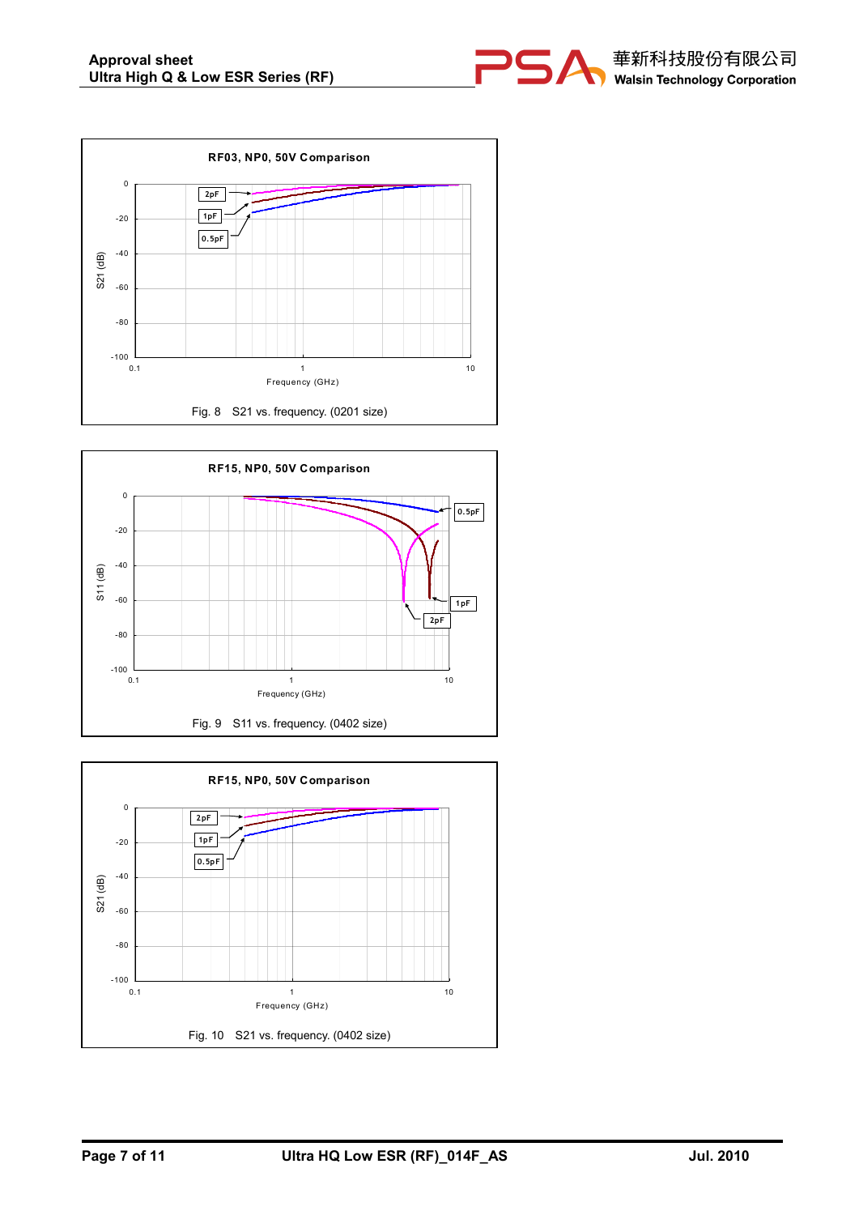RF03, NP0, 50V Comparison

Fig. 8 S21 vs. frequency. (0201 size)

RF15, NP0, 50V Comparison

Fig. 9 S11 vs. frequency. (0402 size)

RF15, NP0, 50V Comparison

Fig. 10 S21 vs. frequency. (0402 size)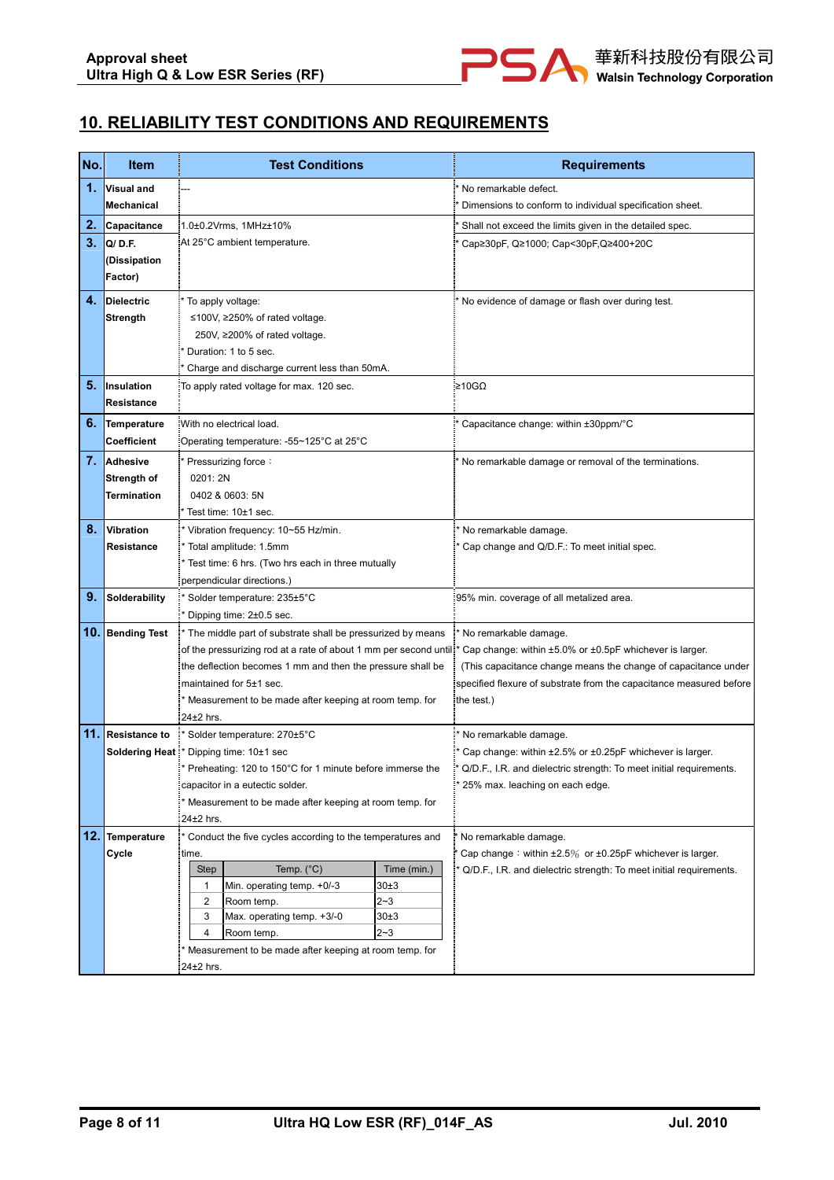## 10. RELIABILITY TEST CONDITIONS AND REQUIREMENTS

| No. | Item | Test Conditions | Requirements |
|---|---|---|---|
| 1. | Visual and Mechanical | --- | * No remarkable defect.<br>* Dimensions to conform to individual specification sheet. |
| 2. | Capacitance | 1.0±0.2Vrms, 1MHz±10% | * Shall not exceed the limits given in the detailed spec. |
| 3. | Q/ D.F. (Dissipation Factor) | At 25°C ambient temperature. | * Cap≥30pF, Q≥1000; Cap<30pF,Q≥400+20C |
| 4. | Dielectric Strength | * To apply voltage:<br>≤100V, ≥250% of rated voltage.<br>250V, ≥200% of rated voltage.<br>* Duration: 1 to 5 sec.<br>* Charge and discharge current less than 50mA. | * No evidence of damage or flash over during test. |
| 5. | Insulation Resistance | To apply rated voltage for max. 120 sec. | ≥10GΩ |
| 6. | Temperature Coefficient | With no electrical load.<br>Operating temperature: -55~125°C at 25°C | * Capacitance change: within ±30ppm/°C |
| 7. | Adhesive Strength of Termination | * Pressurizing force：<br>0201: 2N<br>0402 & 0603: 5N<br>* Test time: 10±1 sec. | * No remarkable damage or removal of the terminations. |
| 8. | Vibration Resistance | * Vibration frequency: 10~55 Hz/min.<br>* Total amplitude: 1.5mm<br>* Test time: 6 hrs. (Two hrs each in three mutually perpendicular directions.) | * No remarkable damage.<br>* Cap change and Q/D.F.: To meet initial spec. |
| 9. | Solderability | * Solder temperature: 235±5°C<br>* Dipping time: 2±0.5 sec. | 95% min. coverage of all metalized area. |
| 10. | Bending Test | * The middle part of substrate shall be pressurized by means of the pressurizing rod at a rate of about 1 mm per second until the deflection becomes 1 mm and then the pressure shall be maintained for 5±1 sec.<br>* Measurement to be made after keeping at room temp. for 24±2 hrs. | * No remarkable damage.<br>* Cap change: within ±5.0% or ±0.5pF whichever is larger.<br>(This capacitance change means the change of capacitance under specified flexure of substrate from the capacitance measured before the test.) |
| 11. | Resistance to Soldering Heat | * Solder temperature: 270±5°C<br>* Dipping time: 10±1 sec<br>* Preheating: 120 to 150°C for 1 minute before immerse the capacitor in a eutectic solder.<br>* Measurement to be made after keeping at room temp. for 24±2 hrs. | * No remarkable damage.<br>* Cap change: within ±2.5% or ±0.25pF whichever is larger.<br>* Q/D.F., I.R. and dielectric strength: To meet initial requirements.<br>* 25% max. leaching on each edge. |
| 12. | Temperature Cycle | * Conduct the five cycles according to the temperatures and time.<br>Step 1: Min. operating temp. +0/-3, Time (min.) 30±3<br>Step 2: Room temp., Time (min.) 2~3<br>Step 3: Max. operating temp. +3/-0, Time (min.) 30±3<br>Step 4: Room temp., Time (min.) 2~3<br>* Measurement to be made after keeping at room temp. for 24±2 hrs. | * No remarkable damage.<br>* Cap change：within ±2.5% or ±0.25pF whichever is larger.<br>* Q/D.F., I.R. and dielectric strength: To meet initial requirements. |

Temperature Cycle (item 12):

| Step | Temp. (°C) | Time (min.) |
|---|---|---|
| 1 | Min. operating temp. +0/-3 | 30±3 |
| 2 | Room temp. | 2~3 |
| 3 | Max. operating temp. +3/-0 | 30±3 |
| 4 | Room temp. | 2~3 |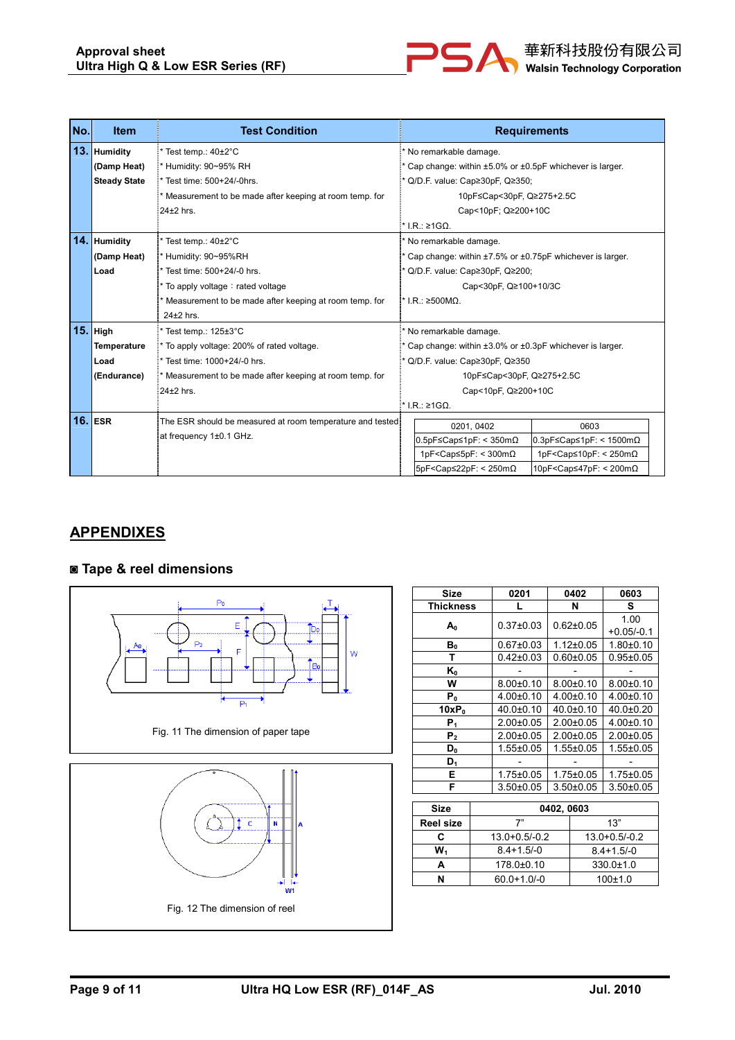| No. | Item | Test Condition | Requirements |
|---|---|---|---|
| 13. | Humidity (Damp Heat) Steady State | * Test temp.: 40±2°C<br>* Humidity: 90~95% RH<br>* Test time: 500+24/-0hrs.<br>* Measurement to be made after keeping at room temp. for 24±2 hrs. | * No remarkable damage.<br>* Cap change: within ±5.0% or ±0.5pF whichever is larger.<br>* Q/D.F. value: Cap≥30pF, Q≥350;<br>10pF≤Cap<30pF, Q≥275+2.5C<br>Cap<10pF; Q≥200+10C<br>* I.R.: ≥1GΩ. |
| 14. | Humidity (Damp Heat) Load | * Test temp.: 40±2°C<br>* Humidity: 90~95%RH<br>* Test time: 500+24/-0 hrs.<br>* To apply voltage：rated voltage<br>* Measurement to be made after keeping at room temp. for 24±2 hrs. | * No remarkable damage.<br>* Cap change: within ±7.5% or ±0.75pF whichever is larger.<br>* Q/D.F. value: Cap≥30pF, Q≥200;<br>Cap<30pF, Q≥100+10/3C<br>* I.R.: ≥500MΩ. |
| 15. | High Temperature Load (Endurance) | * Test temp.: 125±3°C<br>* To apply voltage: 200% of rated voltage.<br>* Test time: 1000+24/-0 hrs.<br>* Measurement to be made after keeping at room temp. for 24±2 hrs. | * No remarkable damage.<br>* Cap change: within ±3.0% or ±0.3pF whichever is larger.<br>* Q/D.F. value: Cap≥30pF, Q≥350<br>10pF≤Cap<30pF, Q≥275+2.5C<br>Cap<10pF, Q≥200+10C<br>* I.R.: ≥1GΩ. |
| 16. | ESR | The ESR should be measured at room temperature and tested at frequency 1±0.1 GHz. | See ESR table below |

| 0201, 0402 | 0603 |
|---|---|
| 0.5pF≤Cap≤1pF: < 350mΩ | 0.3pF≤Cap≤1pF: < 1500mΩ |
| 1pF<Cap≤5pF: < 300mΩ | 1pF<Cap≤10pF: < 250mΩ |
| 5pF<Cap≤22pF: < 250mΩ | 10pF<Cap≤47pF: < 200mΩ |

## APPENDIXES

### ◙ Tape & reel dimensions

Fig. 11 The dimension of paper tape

Fig. 12 The dimension of reel

| Size | 0201 | 0402 | 0603 |
|---|---|---|---|
| Thickness | L | N | S |
| $A_0$ | 0.37±0.03 | 0.62±0.05 | 1.00 +0.05/-0.1 |
| $B_0$ | 0.67±0.03 | 1.12±0.05 | 1.80±0.10 |
| T | 0.42±0.03 | 0.60±0.05 | 0.95±0.05 |
| $K_0$ | - | - | - |
| W | 8.00±0.10 | 8.00±0.10 | 8.00±0.10 |
| $P_0$ | 4.00±0.10 | 4.00±0.10 | 4.00±0.10 |
| $10xP_0$ | 40.0±0.10 | 40.0±0.10 | 40.0±0.20 |
| $P_1$ | 2.00±0.05 | 2.00±0.05 | 4.00±0.10 |
| $P_2$ | 2.00±0.05 | 2.00±0.05 | 2.00±0.05 |
| $D_0$ | 1.55±0.05 | 1.55±0.05 | 1.55±0.05 |
| $D_1$ | - | - | - |
| E | 1.75±0.05 | 1.75±0.05 | 1.75±0.05 |
| F | 3.50±0.05 | 3.50±0.05 | 3.50±0.05 |

| Size | 0402, 0603 | |
|---|---|---|
| Reel size | 7" | 13" |
| C | 13.0+0.5/-0.2 | 13.0+0.5/-0.2 |
| $W_1$ | 8.4+1.5/-0 | 8.4+1.5/-0 |
| A | 178.0±0.10 | 330.0±1.0 |
| N | 60.0+1.0/-0 | 100±1.0 |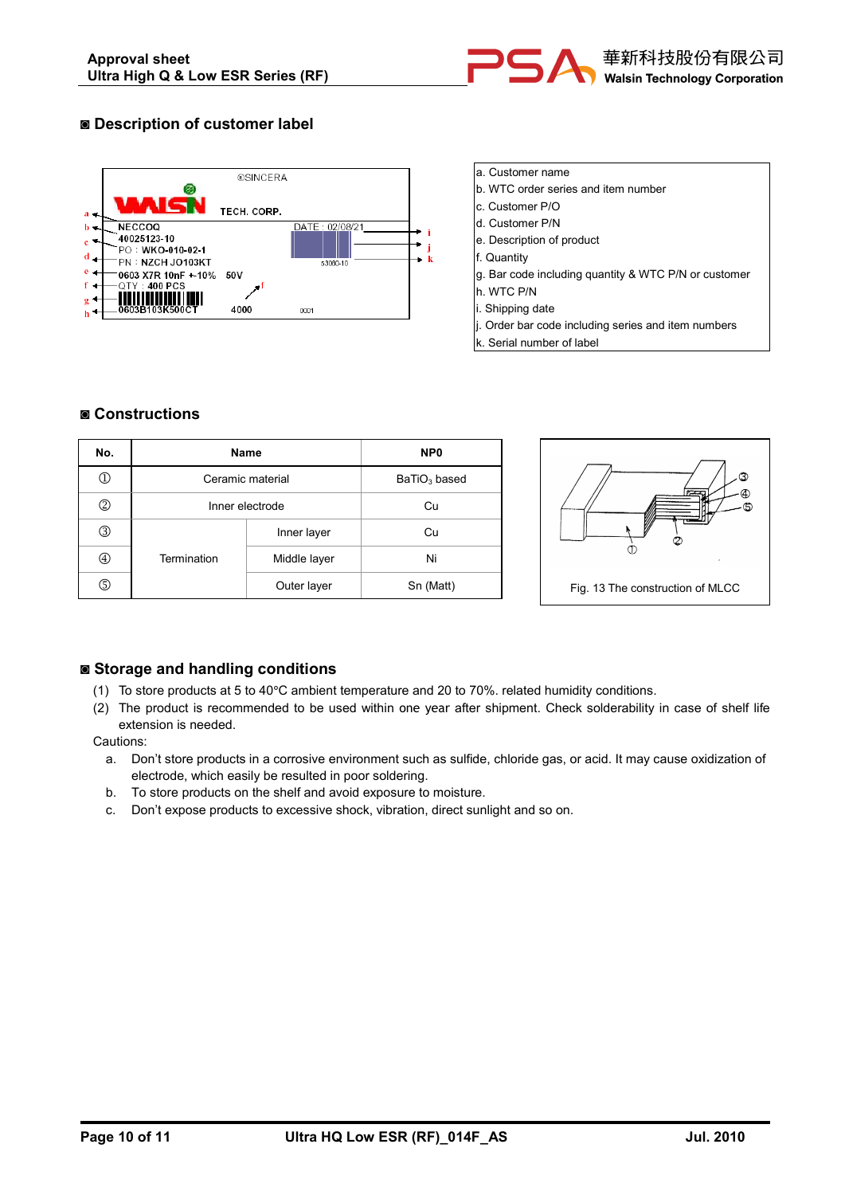## ◙ Description of customer label

| a. Customer name |
|---|
| b. WTC order series and item number |
| c. Customer P/O |
| d. Customer P/N |
| e. Description of product |
| f. Quantity |
| g. Bar code including quantity & WTC P/N or customer |
| h. WTC P/N |
| i. Shipping date |
| j. Order bar code including series and item numbers |
| k. Serial number of label |

## ◙ Constructions

| No. | Name | | NP0 |
|---|---|---|---|
| ① | Ceramic material | | $BaTiO_3$ based |
| ② | Inner electrode | | Cu |
| ③ | Termination | Inner layer | Cu |
| ④ | | Middle layer | Ni |
| ⑤ | | Outer layer | Sn (Matt) |

Fig. 13 The construction of MLCC

## ◙ Storage and handling conditions

(1) To store products at 5 to 40°C ambient temperature and 20 to 70%. related humidity conditions.

(2) The product is recommended to be used within one year after shipment. Check solderability in case of shelf life extension is needed.

Cautions:

a. Don't store products in a corrosive environment such as sulfide, chloride gas, or acid. It may cause oxidization of electrode, which easily be resulted in poor soldering.

b. To store products on the shelf and avoid exposure to moisture.

c. Don't expose products to excessive shock, vibration, direct sunlight and so on.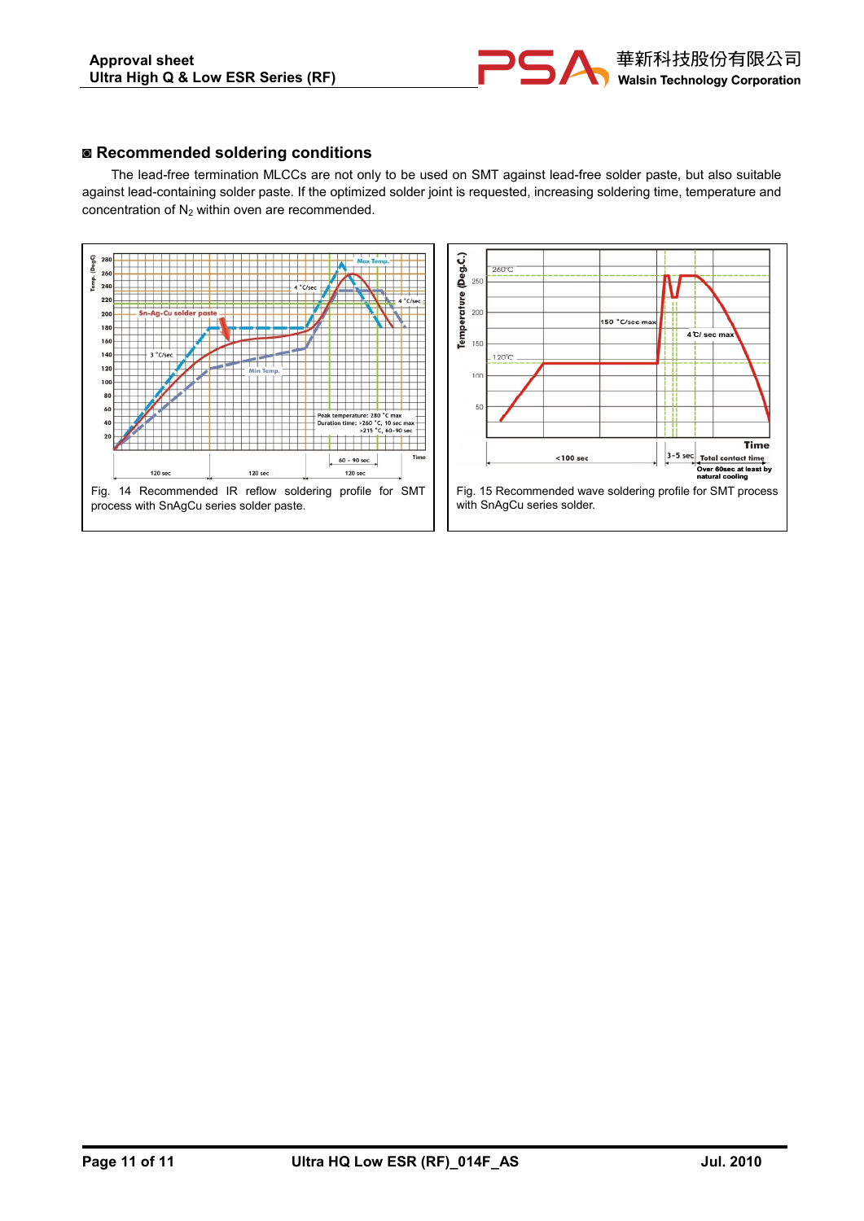## ◙ Recommended soldering conditions

The lead-free termination MLCCs are not only to be used on SMT against lead-free solder paste, but also suitable against lead-containing solder paste. If the optimized solder joint is requested, increasing soldering time, temperature and concentration of $N_2$ within oven are recommended.

Temp. (DegC)
280
260
240
220
200
180
160
140
120
100
80
60
40
20
Max Temp.
4 °C/sec
4 °C/sec
Sn-Ag-Cu solder paste
3 °C/sec
Min Temp.
Peak temperature: 280 °C max
Duration time: >260 °C, 10 sec max
>215 °C, 60~90 sec
60 ~ 90 sec
Time
120 sec
120 sec
120 sec

Fig. 14 Recommended IR reflow soldering profile for SMT process with SnAgCu series solder paste.

Temperature (Deg.C.)
260°C
250
200
150
120°C
100
50
150 °C/sec max
4 °C/ sec max
Time
<100 sec
3~5 sec
Total contact time
Over 60sec at least by natural cooling

Fig. 15 Recommended wave soldering profile for SMT process with SnAgCu series solder.